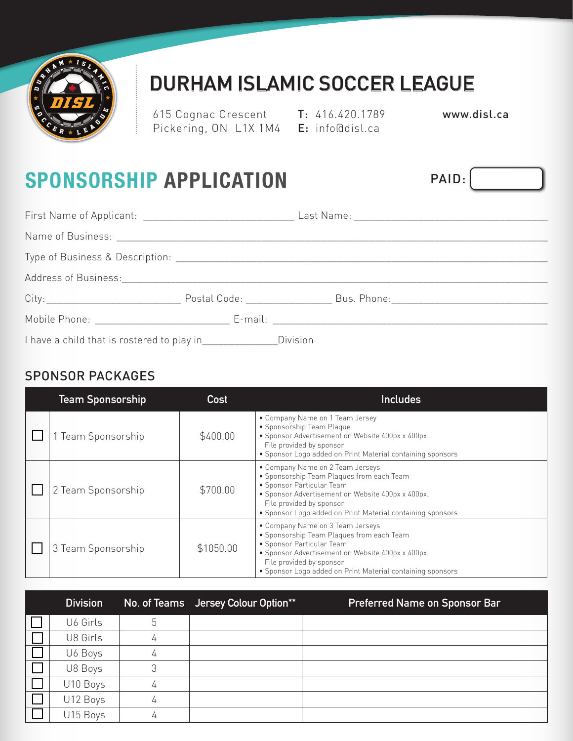# DURHAM ISLAMIC SOCCER LEAGUE

615 Cognac Crescent
Pickering, ON L1X 1M4

**T:** 416.420.1789
**E:** info@disl.ca

www.disl.ca

## SPONSORSHIP APPLICATION

PAID: ____________

First Name of Applicant: ____________________ Last Name: ____________________

Name of Business: ________________________________________

Type of Business & Description: ________________________________________

Address of Business: ________________________________________

City: ________________ Postal Code: ____________ Bus. Phone: ________________

Mobile Phone: ________________ E-mail: ________________________________

I have a child that is rostered to play in____________Division

### SPONSOR PACKAGES

| | Team Sponsorship | Cost | Includes |
|---|---|---|---|
| ☐ | 1 Team Sponsorship | $400.00 | • Company Name on 1 Team Jersey<br>• Sponsorship Team Plaque<br>• Sponsor Advertisement on Website 400px x 400px. File provided by sponsor<br>• Sponsor Logo added on Print Material containing sponsors |
| ☐ | 2 Team Sponsorship | $700.00 | • Company Name on 2 Team Jerseys<br>• Sponsorship Team Plaques from each Team<br>• Sponsor Particular Team<br>• Sponsor Advertisement on Website 400px x 400px. File provided by sponsor<br>• Sponsor Logo added on Print Material containing sponsors |
| ☐ | 3 Team Sponsorship | $1050.00 | • Company Name on 3 Team Jerseys<br>• Sponsorship Team Plaques from each Team<br>• Sponsor Particular Team<br>• Sponsor Advertisement on Website 400px x 400px. File provided by sponsor<br>• Sponsor Logo added on Print Material containing sponsors |

| | Division | No. of Teams | Jersey Colour Option** | Preferred Name on Sponsor Bar |
|---|---|---|---|---|
| ☐ | U6 Girls | 5 | | |
| ☐ | U8 Girls | 4 | | |
| ☐ | U6 Boys | 4 | | |
| ☐ | U8 Boys | 3 | | |
| ☐ | U10 Boys | 4 | | |
| ☐ | U12 Boys | 4 | | |
| ☐ | U15 Boys | 4 | | |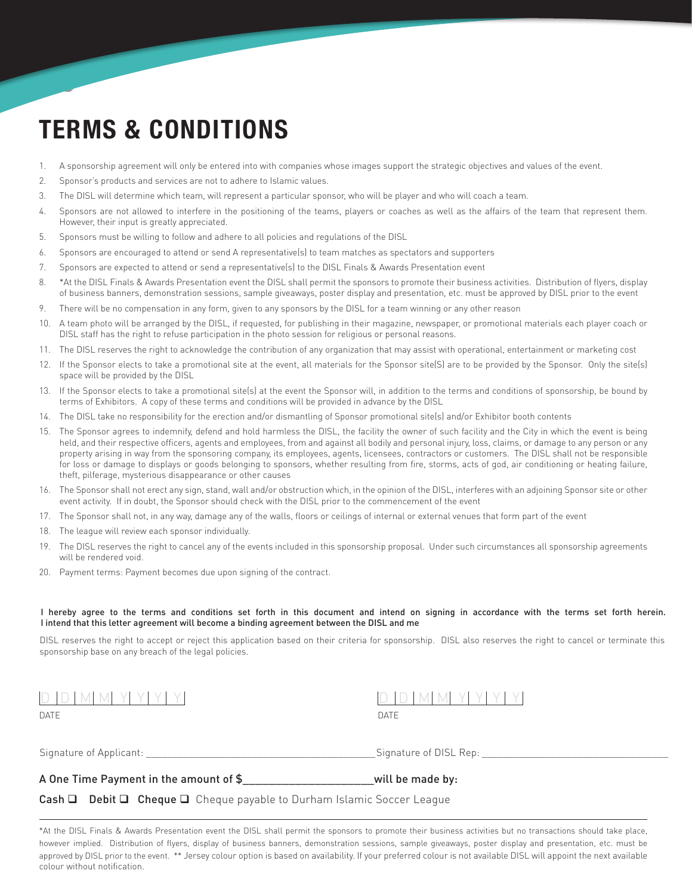# TERMS & CONDITIONS

1. A sponsorship agreement will only be entered into with companies whose images support the strategic objectives and values of the event.
2. Sponsor's products and services are not to adhere to Islamic values.
3. The DISL will determine which team, will represent a particular sponsor, who will be player and who will coach a team.
4. Sponsors are not allowed to interfere in the positioning of the teams, players or coaches as well as the affairs of the team that represent them. However, their input is greatly appreciated.
5. Sponsors must be willing to follow and adhere to all policies and regulations of the DISL
6. Sponsors are encouraged to attend or send A representative(s) to team matches as spectators and supporters
7. Sponsors are expected to attend or send a representative(s) to the DISL Finals & Awards Presentation event
8. *At the DISL Finals & Awards Presentation event the DISL shall permit the sponsors to promote their business activities. Distribution of flyers, display of business banners, demonstration sessions, sample giveaways, poster display and presentation, etc. must be approved by DISL prior to the event
9. There will be no compensation in any form, given to any sponsors by the DISL for a team winning or any other reason
10. A team photo will be arranged by the DISL, if requested, for publishing in their magazine, newspaper, or promotional materials each player coach or DISL staff has the right to refuse participation in the photo session for religious or personal reasons.
11. The DISL reserves the right to acknowledge the contribution of any organization that may assist with operational, entertainment or marketing cost
12. If the Sponsor elects to take a promotional site at the event, all materials for the Sponsor site(S) are to be provided by the Sponsor. Only the site(s) space will be provided by the DISL
13. If the Sponsor elects to take a promotional site(s) at the event the Sponsor will, in addition to the terms and conditions of sponsorship, be bound by terms of Exhibitors. A copy of these terms and conditions will be provided in advance by the DISL
14. The DISL take no responsibility for the erection and/or dismantling of Sponsor promotional site(s) and/or Exhibitor booth contents
15. The Sponsor agrees to indemnify, defend and hold harmless the DISL, the facility the owner of such facility and the City in which the event is being held, and their respective officers, agents and employees, from and against all bodily and personal injury, loss, claims, or damage to any person or any property arising in way from the sponsoring company, its employees, agents, licensees, contractors or customers. The DISL shall not be responsible for loss or damage to displays or goods belonging to sponsors, whether resulting from fire, storms, acts of god, air conditioning or heating failure, theft, pilferage, mysterious disappearance or other causes
16. The Sponsor shall not erect any sign, stand, wall and/or obstruction which, in the opinion of the DISL, interferes with an adjoining Sponsor site or other event activity. If in doubt, the Sponsor should check with the DISL prior to the commencement of the event
17. The Sponsor shall not, in any way, damage any of the walls, floors or ceilings of internal or external venues that form part of the event
18. The league will review each sponsor individually.
19. The DISL reserves the right to cancel any of the events included in this sponsorship proposal. Under such circumstances all sponsorship agreements will be rendered void.
20. Payment terms: Payment becomes due upon signing of the contract.

**I hereby agree to the terms and conditions set forth in this document and intend on signing in accordance with the terms set forth herein. I intend that this letter agreement will become a binding agreement between the DISL and me**

DISL reserves the right to accept or reject this application based on their criteria for sponsorship. DISL also reserves the right to cancel or terminate this sponsorship base on any breach of the legal policies.

D | D | M | M | Y | Y | Y | Y
DATE

D | D | M | M | Y | Y | Y | Y
DATE

Signature of Applicant: ___________________________________________ Signature of DISL Rep: ___________________________________

A One Time Payment in the amount of $______________________will be made by:

**Cash** ☐ **Debit** ☐ **Cheque** ☐ Cheque payable to Durham Islamic Soccer League

*At the DISL Finals & Awards Presentation event the DISL shall permit the sponsors to promote their business activities but no transactions should take place, however implied. Distribution of flyers, display of business banners, demonstration sessions, sample giveaways, poster display and presentation, etc. must be approved by DISL prior to the event. ** Jersey colour option is based on availability. If your preferred colour is not available DISL will appoint the next available colour without notification.